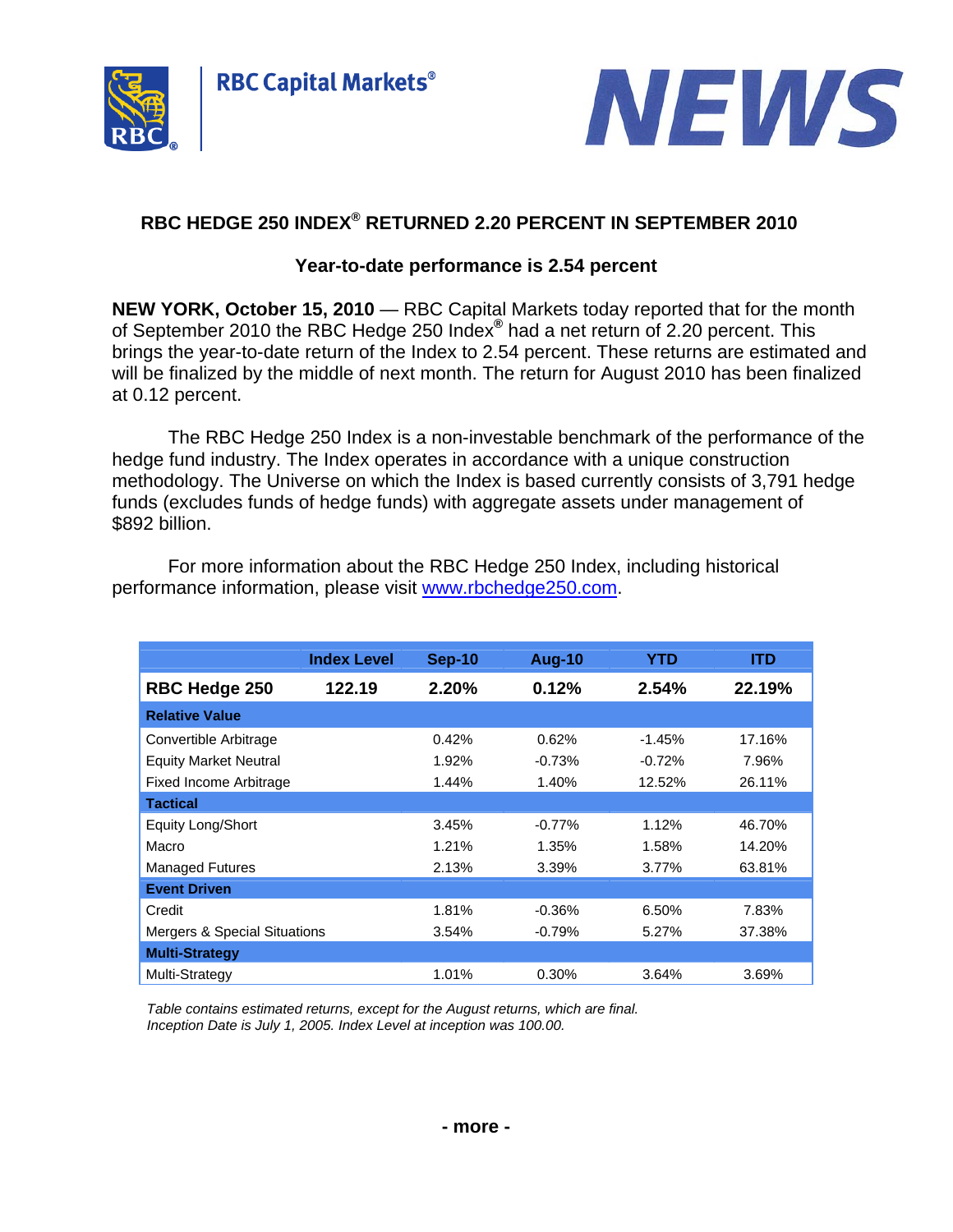RBC Capital Markets®

NEWS

# RBC HEDGE 250 INDEX® RETURNED 2.20 PERCENT IN SEPTEMBER 2010

## Year-to-date performance is 2.54 percent

**NEW YORK, October 15, 2010** — RBC Capital Markets today reported that for the month of September 2010 the RBC Hedge 250 Index® had a net return of 2.20 percent. This brings the year-to-date return of the Index to 2.54 percent. These returns are estimated and will be finalized by the middle of next month. The return for August 2010 has been finalized at 0.12 percent.

The RBC Hedge 250 Index is a non-investable benchmark of the performance of the hedge fund industry. The Index operates in accordance with a unique construction methodology. The Universe on which the Index is based currently consists of 3,791 hedge funds (excludes funds of hedge funds) with aggregate assets under management of $892 billion.

For more information about the RBC Hedge 250 Index, including historical performance information, please visit www.rbchedge250.com.

| | Index Level | Sep-10 | Aug-10 | YTD | ITD |
|---|---|---|---|---|---|
| **RBC Hedge 250** | **122.19** | **2.20%** | **0.12%** | **2.54%** | **22.19%** |
| **Relative Value** | | | | | |
| Convertible Arbitrage | | 0.42% | 0.62% | -1.45% | 17.16% |
| Equity Market Neutral | | 1.92% | -0.73% | -0.72% | 7.96% |
| Fixed Income Arbitrage | | 1.44% | 1.40% | 12.52% | 26.11% |
| **Tactical** | | | | | |
| Equity Long/Short | | 3.45% | -0.77% | 1.12% | 46.70% |
| Macro | | 1.21% | 1.35% | 1.58% | 14.20% |
| Managed Futures | | 2.13% | 3.39% | 3.77% | 63.81% |
| **Event Driven** | | | | | |
| Credit | | 1.81% | -0.36% | 6.50% | 7.83% |
| Mergers & Special Situations | | 3.54% | -0.79% | 5.27% | 37.38% |
| **Multi-Strategy** | | | | | |
| Multi-Strategy | | 1.01% | 0.30% | 3.64% | 3.69% |

*Table contains estimated returns, except for the August returns, which are final.*
*Inception Date is July 1, 2005. Index Level at inception was 100.00.*

**- more -**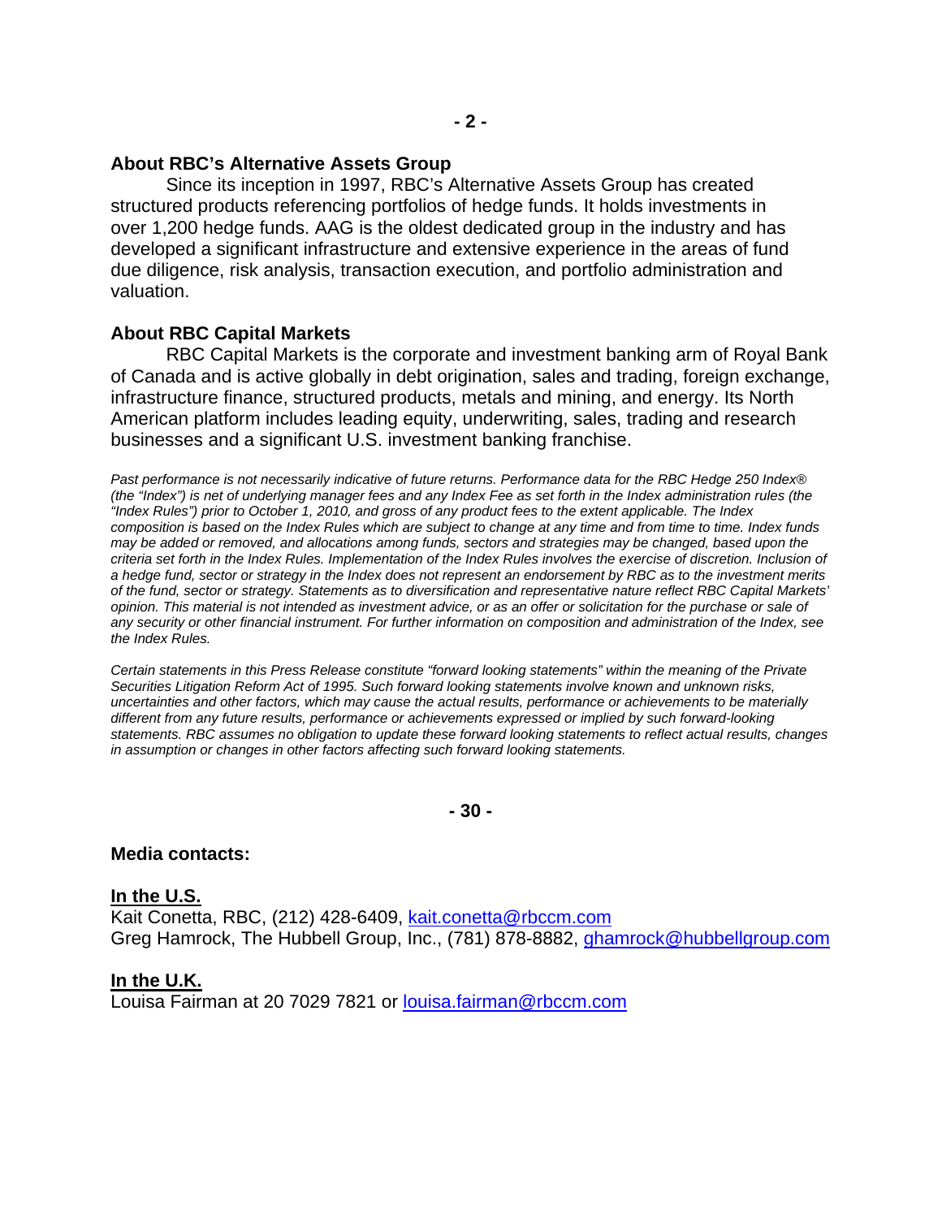## About RBC's Alternative Assets Group

Since its inception in 1997, RBC's Alternative Assets Group has created structured products referencing portfolios of hedge funds. It holds investments in over 1,200 hedge funds. AAG is the oldest dedicated group in the industry and has developed a significant infrastructure and extensive experience in the areas of fund due diligence, risk analysis, transaction execution, and portfolio administration and valuation.

## About RBC Capital Markets

RBC Capital Markets is the corporate and investment banking arm of Royal Bank of Canada and is active globally in debt origination, sales and trading, foreign exchange, infrastructure finance, structured products, metals and mining, and energy. Its North American platform includes leading equity, underwriting, sales, trading and research businesses and a significant U.S. investment banking franchise.

*Past performance is not necessarily indicative of future returns. Performance data for the RBC Hedge 250 Index® (the "Index") is net of underlying manager fees and any Index Fee as set forth in the Index administration rules (the "Index Rules") prior to October 1, 2010, and gross of any product fees to the extent applicable. The Index composition is based on the Index Rules which are subject to change at any time and from time to time. Index funds may be added or removed, and allocations among funds, sectors and strategies may be changed, based upon the criteria set forth in the Index Rules. Implementation of the Index Rules involves the exercise of discretion. Inclusion of a hedge fund, sector or strategy in the Index does not represent an endorsement by RBC as to the investment merits of the fund, sector or strategy. Statements as to diversification and representative nature reflect RBC Capital Markets' opinion. This material is not intended as investment advice, or as an offer or solicitation for the purchase or sale of any security or other financial instrument. For further information on composition and administration of the Index, see the Index Rules.*

*Certain statements in this Press Release constitute "forward looking statements" within the meaning of the Private Securities Litigation Reform Act of 1995. Such forward looking statements involve known and unknown risks, uncertainties and other factors, which may cause the actual results, performance or achievements to be materially different from any future results, performance or achievements expressed or implied by such forward-looking statements. RBC assumes no obligation to update these forward looking statements to reflect actual results, changes in assumption or changes in other factors affecting such forward looking statements.*

**- 30 -**

**Media contacts:**

**In the U.S.**

Kait Conetta, RBC, (212) 428-6409, kait.conetta@rbccm.com
Greg Hamrock, The Hubbell Group, Inc., (781) 878-8882, ghamrock@hubbellgroup.com

**In the U.K.**

Louisa Fairman at 20 7029 7821 or louisa.fairman@rbccm.com